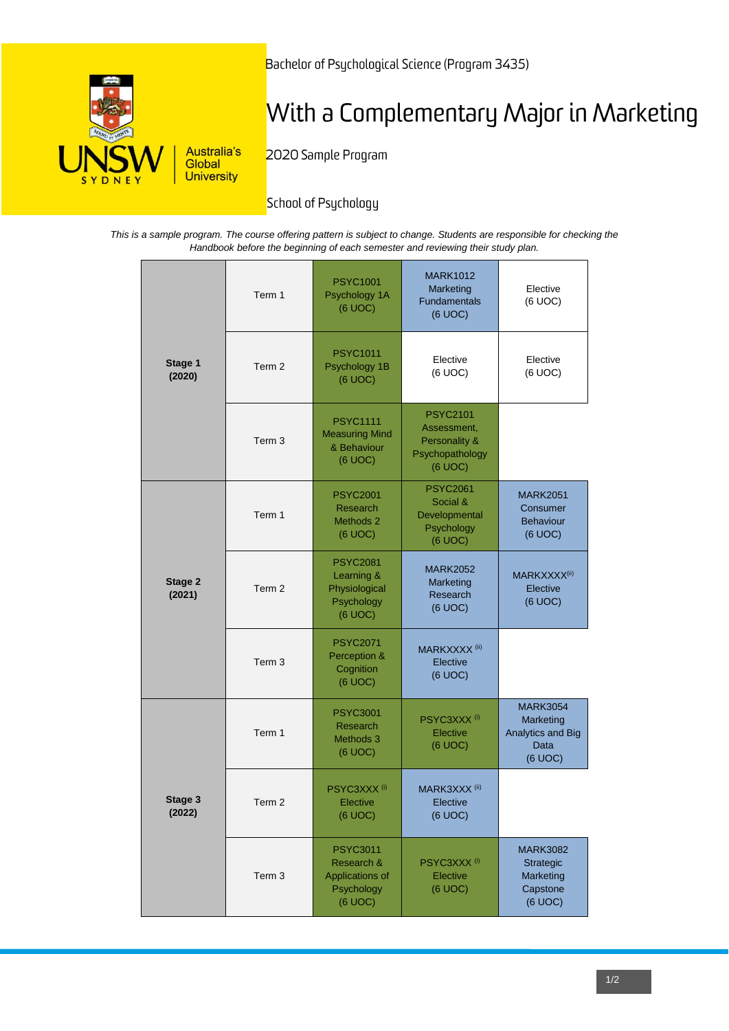Bachelor of Psychological Science (Program 3435)

# With a Complementary Major in Marketing

2020 Sample Program

School of Psychology

*This is a sample program. The course offering pattern is subject to change. Students are responsible for checking the Handbook before the beginning of each semester and reviewing their study plan.*

| Stage | Term | | | |
|---|---|---|---|---|
| **Stage 1 (2020)** | Term 1 | PSYC1001 Psychology 1A (6 UOC) | MARK1012 Marketing Fundamentals (6 UOC) | Elective (6 UOC) |
| | Term 2 | PSYC1011 Psychology 1B (6 UOC) | Elective (6 UOC) | Elective (6 UOC) |
| | Term 3 | PSYC1111 Measuring Mind & Behaviour (6 UOC) | PSYC2101 Assessment, Personality & Psychopathology (6 UOC) | |
| **Stage 2 (2021)** | Term 1 | PSYC2001 Research Methods 2 (6 UOC) | PSYC2061 Social & Developmental Psychology (6 UOC) | MARK2051 Consumer Behaviour (6 UOC) |
| | Term 2 | PSYC2081 Learning & Physiological Psychology (6 UOC) | MARK2052 Marketing Research (6 UOC) | MARKXXXX[ii] Elective (6 UOC) |
| | Term 3 | PSYC2071 Perception & Cognition (6 UOC) | MARKXXXX [ii] Elective (6 UOC) | |
| **Stage 3 (2022)** | Term 1 | PSYC3001 Research Methods 3 (6 UOC) | PSYC3XXX [i] Elective (6 UOC) | MARK3054 Marketing Analytics and Big Data (6 UOC) |
| | Term 2 | PSYC3XXX [i] Elective (6 UOC) | MARK3XXX [ii] Elective (6 UOC) | |
| | Term 3 | PSYC3011 Research & Applications of Psychology (6 UOC) | PSYC3XXX [i] Elective (6 UOC) | MARK3082 Strategic Marketing Capstone (6 UOC) |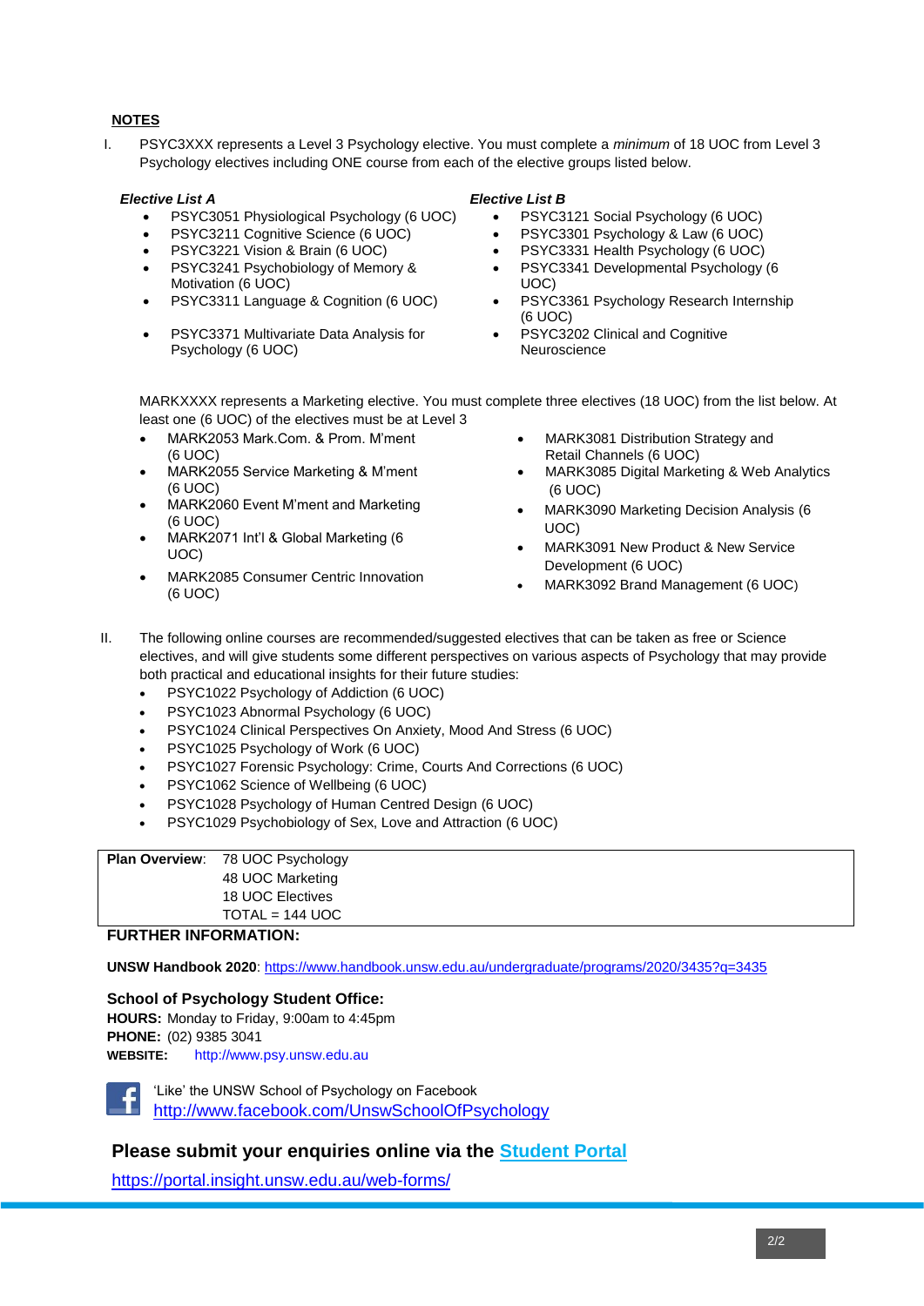## NOTES

I. PSYC3XXX represents a Level 3 Psychology elective. You must complete a *minimum* of 18 UOC from Level 3 Psychology electives including ONE course from each of the elective groups listed below.

***Elective List A***

- PSYC3051 Physiological Psychology (6 UOC)
- PSYC3211 Cognitive Science (6 UOC)
- PSYC3221 Vision & Brain (6 UOC)
- PSYC3241 Psychobiology of Memory & Motivation (6 UOC)
- PSYC3311 Language & Cognition (6 UOC)
- PSYC3371 Multivariate Data Analysis for Psychology (6 UOC)

***Elective List B***

- PSYC3121 Social Psychology (6 UOC)
- PSYC3301 Psychology & Law (6 UOC)
- PSYC3331 Health Psychology (6 UOC)
- PSYC3341 Developmental Psychology (6 UOC)
- PSYC3361 Psychology Research Internship (6 UOC)
- PSYC3202 Clinical and Cognitive Neuroscience

MARKXXXX represents a Marketing elective. You must complete three electives (18 UOC) from the list below. At least one (6 UOC) of the electives must be at Level 3

- MARK2053 Mark.Com. & Prom. M'ment (6 UOC)
- MARK2055 Service Marketing & M'ment (6 UOC)
- MARK2060 Event M'ment and Marketing (6 UOC)
- MARK2071 Int'l & Global Marketing (6 UOC)
- MARK2085 Consumer Centric Innovation (6 UOC)
- MARK3081 Distribution Strategy and Retail Channels (6 UOC)
- MARK3085 Digital Marketing & Web Analytics (6 UOC)
- MARK3090 Marketing Decision Analysis (6 UOC)
- MARK3091 New Product & New Service Development (6 UOC)
- MARK3092 Brand Management (6 UOC)

II. The following online courses are recommended/suggested electives that can be taken as free or Science electives, and will give students some different perspectives on various aspects of Psychology that may provide both practical and educational insights for their future studies:

- PSYC1022 Psychology of Addiction (6 UOC)
- PSYC1023 Abnormal Psychology (6 UOC)
- PSYC1024 Clinical Perspectives On Anxiety, Mood And Stress (6 UOC)
- PSYC1025 Psychology of Work (6 UOC)
- PSYC1027 Forensic Psychology: Crime, Courts And Corrections (6 UOC)
- PSYC1062 Science of Wellbeing (6 UOC)
- PSYC1028 Psychology of Human Centred Design (6 UOC)
- PSYC1029 Psychobiology of Sex, Love and Attraction (6 UOC)

| | |
|---|---|
| **Plan Overview**: | 78 UOC Psychology |
| | 48 UOC Marketing |
| | 18 UOC Electives |
| | TOTAL = 144 UOC |

### FURTHER INFORMATION:

**UNSW Handbook 2020**: https://www.handbook.unsw.edu.au/undergraduate/programs/2020/3435?q=3435

### School of Psychology Student Office:

**HOURS:** Monday to Friday, 9:00am to 4:45pm
**PHONE:** (02) 9385 3041
**WEBSITE:** http://www.psy.unsw.edu.au

'Like' the UNSW School of Psychology on Facebook
http://www.facebook.com/UnswSchoolOfPsychology

### Please submit your enquiries online via the Student Portal

https://portal.insight.unsw.edu.au/web-forms/